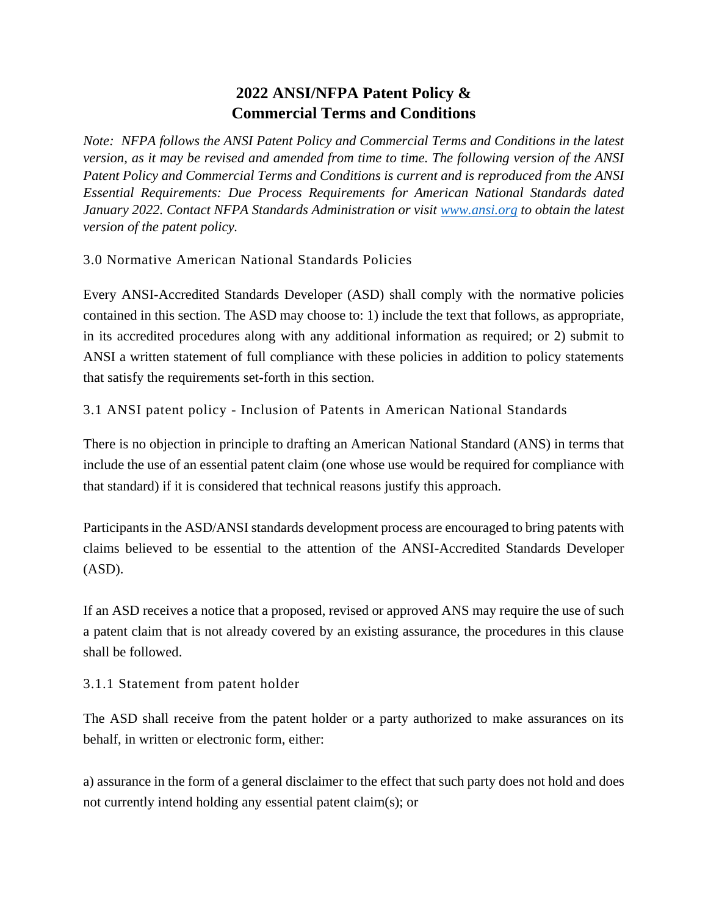# 2022 ANSI/NFPA Patent Policy & Commercial Terms and Conditions

*Note: NFPA follows the ANSI Patent Policy and Commercial Terms and Conditions in the latest version, as it may be revised and amended from time to time. The following version of the ANSI Patent Policy and Commercial Terms and Conditions is current and is reproduced from the ANSI Essential Requirements: Due Process Requirements for American National Standards dated January 2022. Contact NFPA Standards Administration or visit [www.ansi.org](http://www.ansi.org) to obtain the latest version of the patent policy.*

## 3.0 Normative American National Standards Policies

Every ANSI-Accredited Standards Developer (ASD) shall comply with the normative policies contained in this section. The ASD may choose to: 1) include the text that follows, as appropriate, in its accredited procedures along with any additional information as required; or 2) submit to ANSI a written statement of full compliance with these policies in addition to policy statements that satisfy the requirements set-forth in this section.

## 3.1 ANSI patent policy - Inclusion of Patents in American National Standards

There is no objection in principle to drafting an American National Standard (ANS) in terms that include the use of an essential patent claim (one whose use would be required for compliance with that standard) if it is considered that technical reasons justify this approach.

Participants in the ASD/ANSI standards development process are encouraged to bring patents with claims believed to be essential to the attention of the ANSI-Accredited Standards Developer (ASD).

If an ASD receives a notice that a proposed, revised or approved ANS may require the use of such a patent claim that is not already covered by an existing assurance, the procedures in this clause shall be followed.

### 3.1.1 Statement from patent holder

The ASD shall receive from the patent holder or a party authorized to make assurances on its behalf, in written or electronic form, either:

a) assurance in the form of a general disclaimer to the effect that such party does not hold and does not currently intend holding any essential patent claim(s); or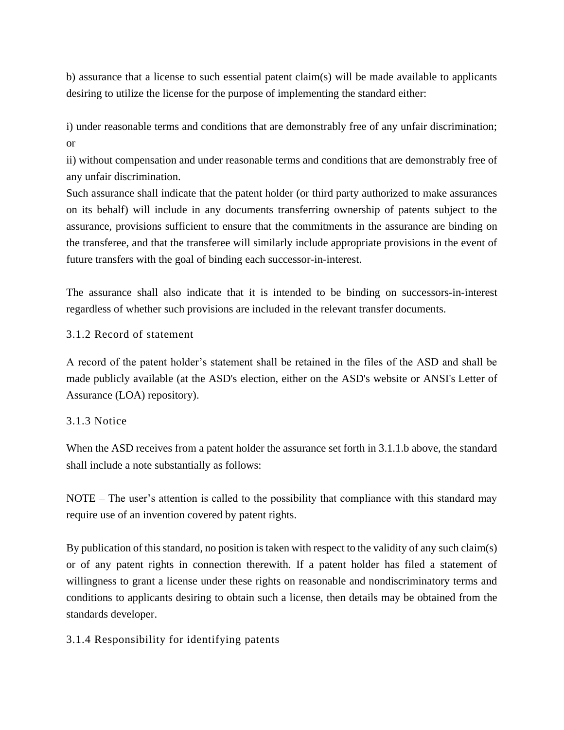b) assurance that a license to such essential patent claim(s) will be made available to applicants desiring to utilize the license for the purpose of implementing the standard either:

i) under reasonable terms and conditions that are demonstrably free of any unfair discrimination; or

ii) without compensation and under reasonable terms and conditions that are demonstrably free of any unfair discrimination.

Such assurance shall indicate that the patent holder (or third party authorized to make assurances on its behalf) will include in any documents transferring ownership of patents subject to the assurance, provisions sufficient to ensure that the commitments in the assurance are binding on the transferee, and that the transferee will similarly include appropriate provisions in the event of future transfers with the goal of binding each successor-in-interest.

The assurance shall also indicate that it is intended to be binding on successors-in-interest regardless of whether such provisions are included in the relevant transfer documents.

### 3.1.2 Record of statement

A record of the patent holder’s statement shall be retained in the files of the ASD and shall be made publicly available (at the ASD's election, either on the ASD's website or ANSI's Letter of Assurance (LOA) repository).

### 3.1.3 Notice

When the ASD receives from a patent holder the assurance set forth in 3.1.1.b above, the standard shall include a note substantially as follows:

NOTE – The user’s attention is called to the possibility that compliance with this standard may require use of an invention covered by patent rights.

By publication of this standard, no position is taken with respect to the validity of any such claim(s) or of any patent rights in connection therewith. If a patent holder has filed a statement of willingness to grant a license under these rights on reasonable and nondiscriminatory terms and conditions to applicants desiring to obtain such a license, then details may be obtained from the standards developer.

### 3.1.4 Responsibility for identifying patents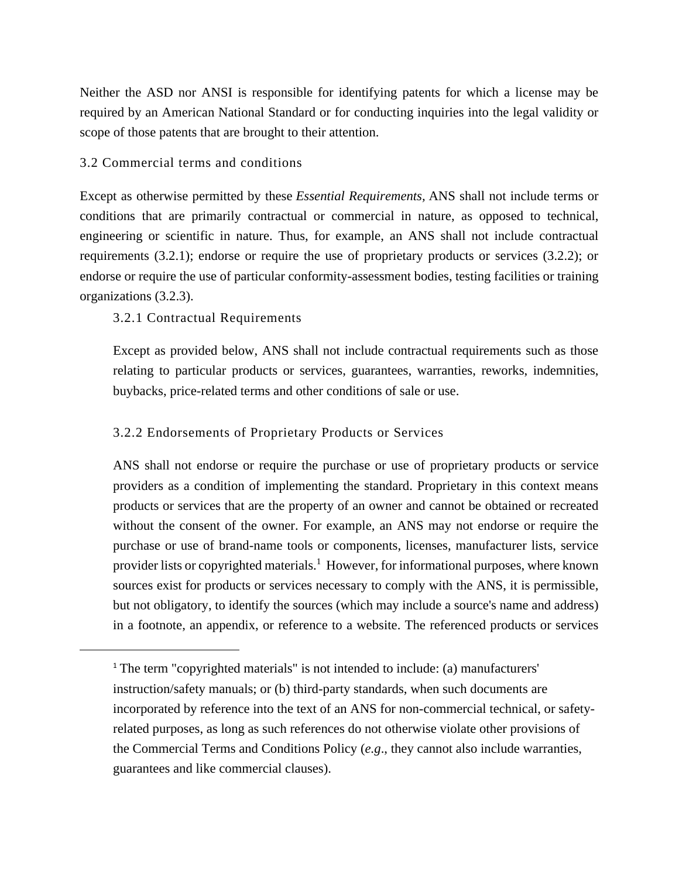Neither the ASD nor ANSI is responsible for identifying patents for which a license may be required by an American National Standard or for conducting inquiries into the legal validity or scope of those patents that are brought to their attention.

## 3.2 Commercial terms and conditions

Except as otherwise permitted by these *Essential Requirements,* ANS shall not include terms or conditions that are primarily contractual or commercial in nature, as opposed to technical, engineering or scientific in nature. Thus, for example, an ANS shall not include contractual requirements (3.2.1); endorse or require the use of proprietary products or services (3.2.2); or endorse or require the use of particular conformity-assessment bodies, testing facilities or training organizations (3.2.3).

### 3.2.1 Contractual Requirements

Except as provided below, ANS shall not include contractual requirements such as those relating to particular products or services, guarantees, warranties, reworks, indemnities, buybacks, price-related terms and other conditions of sale or use.

### 3.2.2 Endorsements of Proprietary Products or Services

ANS shall not endorse or require the purchase or use of proprietary products or service providers as a condition of implementing the standard. Proprietary in this context means products or services that are the property of an owner and cannot be obtained or recreated without the consent of the owner. For example, an ANS may not endorse or require the purchase or use of brand-name tools or components, licenses, manufacturer lists, service provider lists or copyrighted materials.[1] However, for informational purposes, where known sources exist for products or services necessary to comply with the ANS, it is permissible, but not obligatory, to identify the sources (which may include a source's name and address) in a footnote, an appendix, or reference to a website. The referenced products or services

[1] The term "copyrighted materials" is not intended to include: (a) manufacturers' instruction/safety manuals; or (b) third-party standards, when such documents are incorporated by reference into the text of an ANS for non-commercial technical, or safety-related purposes, as long as such references do not otherwise violate other provisions of the Commercial Terms and Conditions Policy (*e.g*., they cannot also include warranties, guarantees and like commercial clauses).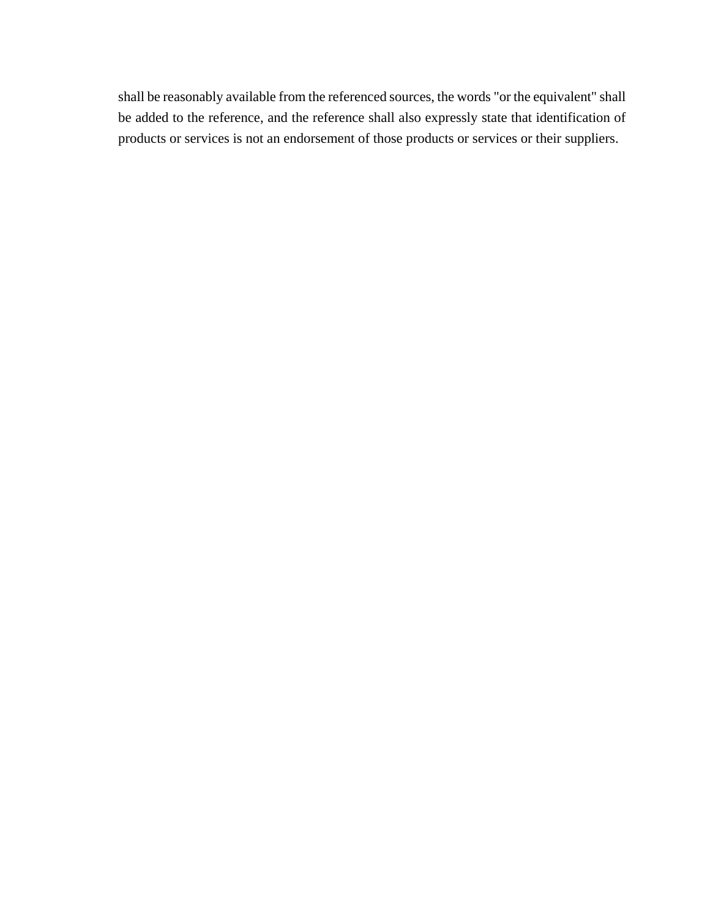shall be reasonably available from the referenced sources, the words "or the equivalent" shall be added to the reference, and the reference shall also expressly state that identification of products or services is not an endorsement of those products or services or their suppliers.